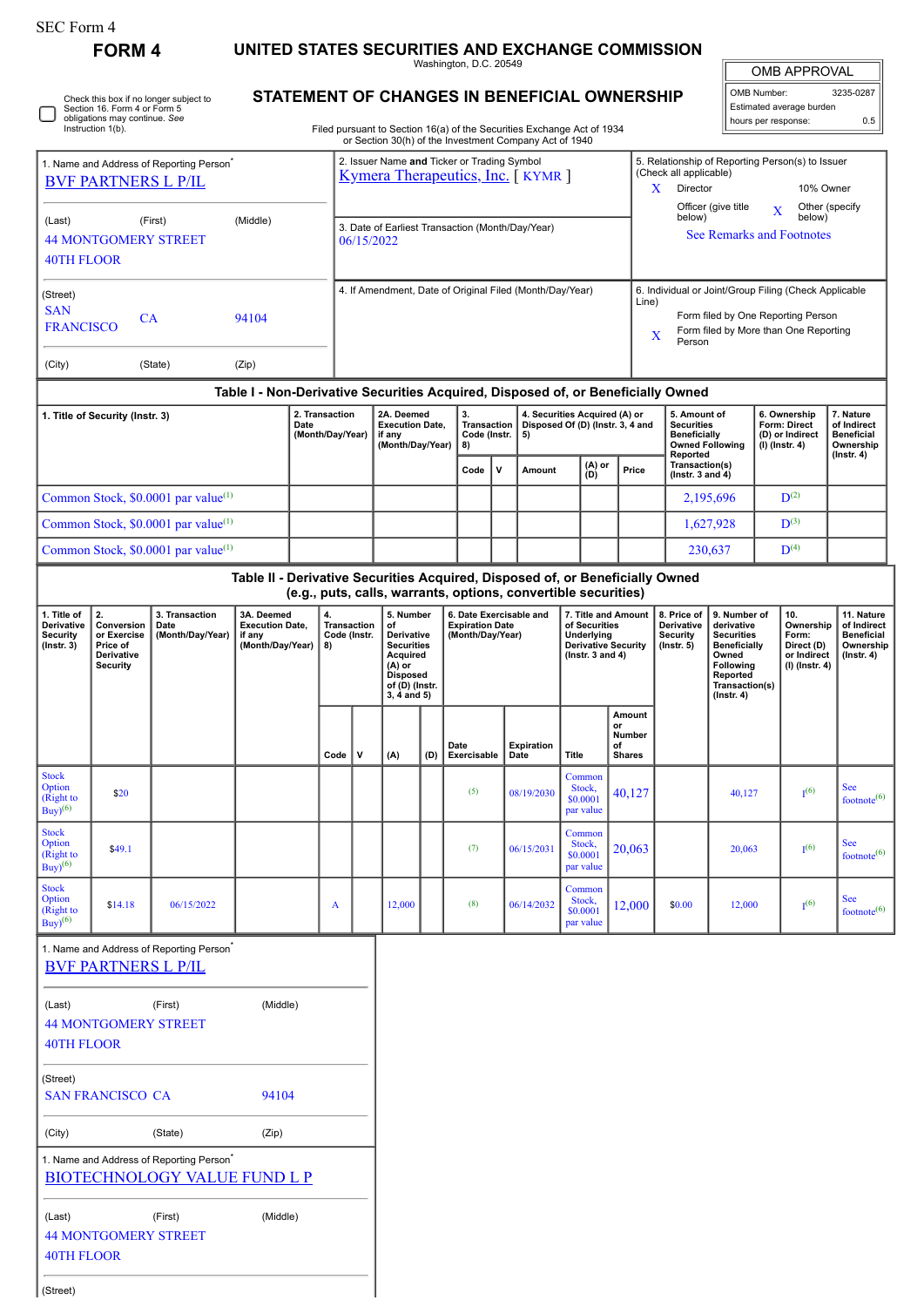SEC Form 4

# FORM 4

## UNITED STATES SECURITIES AND EXCHANGE COMMISSION

Washington, D.C. 20549

| OMB APPROVAL | |
|---|---|
| OMB Number: | 3235-0287 |
| Estimated average burden | |
| hours per response: | 0.5 |

☐ Check this box if no longer subject to Section 16. Form 4 or Form 5 obligations may continue. *See* Instruction 1(b).

## STATEMENT OF CHANGES IN BENEFICIAL OWNERSHIP

Filed pursuant to Section 16(a) of the Securities Exchange Act of 1934 or Section 30(h) of the Investment Company Act of 1940

1. Name and Address of Reporting Person*
BVF PARTNERS L P/IL

(Last) (First) (Middle)
44 MONTGOMERY STREET
40TH FLOOR

(Street)
SAN FRANCISCO CA 94104

(City) (State) (Zip)

2. Issuer Name **and** Ticker or Trading Symbol
Kymera Therapeutics, Inc. [ KYMR ]

3. Date of Earliest Transaction (Month/Day/Year)
06/15/2022

4. If Amendment, Date of Original Filed (Month/Day/Year)

5. Relationship of Reporting Person(s) to Issuer (Check all applicable)
X Director
10% Owner
Officer (give title below)
X Other (specify below)
See Remarks and Footnotes

6. Individual or Joint/Group Filing (Check Applicable Line)
Form filed by One Reporting Person
X Form filed by More than One Reporting Person

### Table I - Non-Derivative Securities Acquired, Disposed of, or Beneficially Owned

| 1. Title of Security (Instr. 3) | 2. Transaction Date (Month/Day/Year) | 2A. Deemed Execution Date, if any (Month/Day/Year) | 3. Transaction Code (Instr. 8) | | 4. Securities Acquired (A) or Disposed Of (D) (Instr. 3, 4 and 5) | | | 5. Amount of Securities Beneficially Owned Following Reported Transaction(s) (Instr. 3 and 4) | 6. Ownership Form: Direct (D) or Indirect (I) (Instr. 4) | 7. Nature of Indirect Beneficial Ownership (Instr. 4) |
|---|---|---|---|---|---|---|---|---|---|---|
| | | | Code | V | Amount | (A) or (D) | Price | | | |
| Common Stock, $0.0001 par value[(1)] | | | | | | | | 2,195,696 | D[(2)] | |
| Common Stock, $0.0001 par value[(1)] | | | | | | | | 1,627,928 | D[(3)] | |
| Common Stock, $0.0001 par value[(1)] | | | | | | | | 230,637 | D[(4)] | |

### Table II - Derivative Securities Acquired, Disposed of, or Beneficially Owned (e.g., puts, calls, warrants, options, convertible securities)

| 1. Title of Derivative Security (Instr. 3) | 2. Conversion or Exercise Price of Derivative Security | 3. Transaction Date (Month/Day/Year) | 3A. Deemed Execution Date, if any (Month/Day/Year) | 4. Transaction Code (Instr. 8) | | 5. Number of Derivative Securities Acquired (A) or Disposed of (D) (Instr. 3, 4 and 5) | | 6. Date Exercisable and Expiration Date (Month/Day/Year) | | 7. Title and Amount of Securities Underlying Derivative Security (Instr. 3 and 4) | | 8. Price of Derivative Security (Instr. 5) | 9. Number of derivative Securities Beneficially Owned Following Reported Transaction(s) (Instr. 4) | 10. Ownership Form: Direct (D) or Indirect (I) (Instr. 4) | 11. Nature of Indirect Beneficial Ownership (Instr. 4) |
|---|---|---|---|---|---|---|---|---|---|---|---|---|---|---|---|
| | | | | Code | V | (A) | (D) | Date Exercisable | Expiration Date | Title | Amount or Number of Shares | | | | |
| Stock Option (Right to Buy)[(6)] | $20 | | | | | | | [(5)] | 08/19/2030 | Common Stock, $0.0001 par value | 40,127 | | 40,127 | I[(6)] | See footnote[(6)] |
| Stock Option (Right to Buy)[(6)] | $49.1 | | | | | | | [(7)] | 06/15/2031 | Common Stock, $0.0001 par value | 20,063 | | 20,063 | I[(6)] | See footnote[(6)] |
| Stock Option (Right to Buy)[(6)] | $14.18 | 06/15/2022 | | A | | 12,000 | | [(8)] | 06/14/2032 | Common Stock, $0.0001 par value | 12,000 | $0.00 | 12,000 | I[(6)] | See footnote[(6)] |

1. Name and Address of Reporting Person*
BVF PARTNERS L P/IL

(Last) (First) (Middle)
44 MONTGOMERY STREET
40TH FLOOR

(Street)
SAN FRANCISCO CA 94104

(City) (State) (Zip)

1. Name and Address of Reporting Person*
BIOTECHNOLOGY VALUE FUND L P

(Last) (First) (Middle)
44 MONTGOMERY STREET
40TH FLOOR

(Street)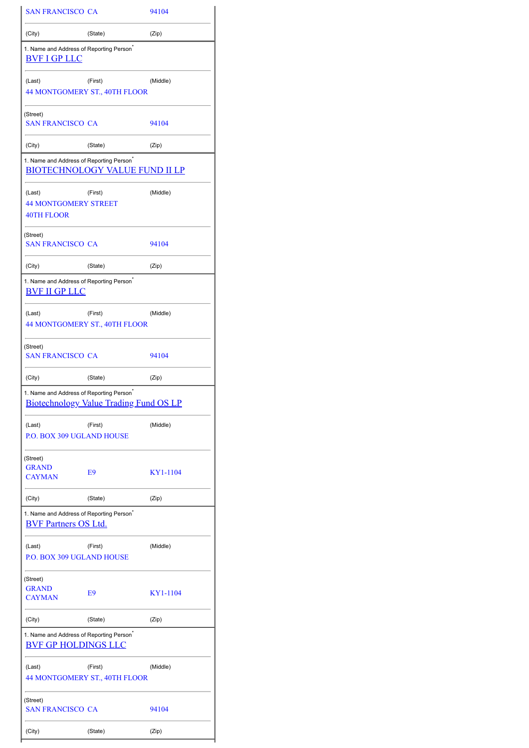| | | |
|---|---|---|
| SAN FRANCISCO | CA | 94104 |
| (City) | (State) | (Zip) |

| 1. Name and Address of Reporting Person* | | |
|---|---|---|
| BVF I GP LLC | | |
| (Last) | (First) | (Middle) |
| 44 MONTGOMERY ST., 40TH FLOOR | | |
| (Street) | | |
| SAN FRANCISCO | CA | 94104 |
| (City) | (State) | (Zip) |

| 1. Name and Address of Reporting Person* | | |
|---|---|---|
| BIOTECHNOLOGY VALUE FUND II LP | | |
| (Last) | (First) | (Middle) |
| 44 MONTGOMERY STREET<br>40TH FLOOR | | |
| (Street) | | |
| SAN FRANCISCO | CA | 94104 |
| (City) | (State) | (Zip) |

| 1. Name and Address of Reporting Person* | | |
|---|---|---|
| BVF II GP LLC | | |
| (Last) | (First) | (Middle) |
| 44 MONTGOMERY ST., 40TH FLOOR | | |
| (Street) | | |
| SAN FRANCISCO | CA | 94104 |
| (City) | (State) | (Zip) |

| 1. Name and Address of Reporting Person* | | |
|---|---|---|
| Biotechnology Value Trading Fund OS LP | | |
| (Last) | (First) | (Middle) |
| P.O. BOX 309 UGLAND HOUSE | | |
| (Street) | | |
| GRAND CAYMAN | E9 | KY1-1104 |
| (City) | (State) | (Zip) |

| 1. Name and Address of Reporting Person* | | |
|---|---|---|
| BVF Partners OS Ltd. | | |
| (Last) | (First) | (Middle) |
| P.O. BOX 309 UGLAND HOUSE | | |
| (Street) | | |
| GRAND CAYMAN | E9 | KY1-1104 |
| (City) | (State) | (Zip) |

| 1. Name and Address of Reporting Person* | | |
|---|---|---|
| BVF GP HOLDINGS LLC | | |
| (Last) | (First) | (Middle) |
| 44 MONTGOMERY ST., 40TH FLOOR | | |
| (Street) | | |
| SAN FRANCISCO | CA | 94104 |
| (City) | (State) | (Zip) |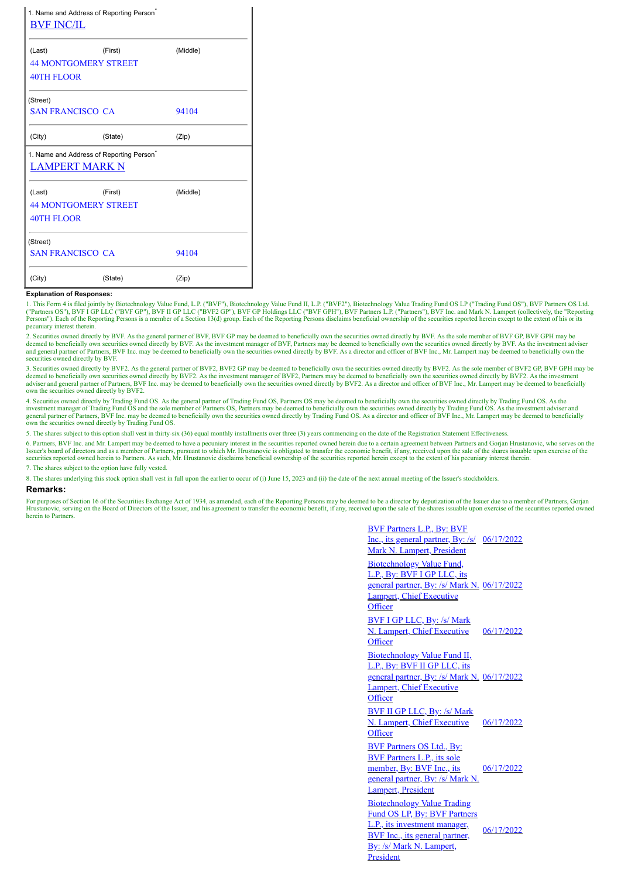| 1. Name and Address of Reporting Person* | | |
|---|---|---|
| BVF INC/IL | | |
| (Last) | (First) | (Middle) |
| 44 MONTGOMERY STREET 40TH FLOOR | | |
| (Street) | | |
| SAN FRANCISCO | CA | 94104 |
| (City) | (State) | (Zip) |

| 1. Name and Address of Reporting Person* | | |
|---|---|---|
| LAMPERT MARK N | | |
| (Last) | (First) | (Middle) |
| 44 MONTGOMERY STREET 40TH FLOOR | | |
| (Street) | | |
| SAN FRANCISCO | CA | 94104 |
| (City) | (State) | (Zip) |

**Explanation of Responses:**

1. This Form 4 is filed jointly by Biotechnology Value Fund, L.P. ("BVF"), Biotechnology Value Fund II, L.P. ("BVF2"), Biotechnology Value Trading Fund OS LP ("Trading Fund OS"), BVF Partners OS Ltd. ("Partners OS"), BVF I GP LLC ("BVF GP"), BVF II GP LLC ("BVF2 GP"), BVF GP Holdings LLC ("BVF GPH"), BVF Partners L.P. ("Partners"), BVF Inc. and Mark N. Lampert (collectively, the "Reporting Persons"). Each of the Reporting Persons is a member of a Section 13(d) group. Each of the Reporting Persons disclaims beneficial ownership of the securities reported herein except to the extent of his or its pecuniary interest therein.

2. Securities owned directly by BVF. As the general partner of BVF, BVF GP may be deemed to beneficially own the securities owned directly by BVF. As the sole member of BVF GP, BVF GPH may be deemed to beneficially own securities owned directly by BVF. As the investment manager of BVF, Partners may be deemed to beneficially own the securities owned directly by BVF. As the investment adviser and general partner of Partners, BVF Inc. may be deemed to beneficially own the securities owned directly by BVF. As a director and officer of BVF Inc., Mr. Lampert may be deemed to beneficially own the securities owned directly by BVF.

3. Securities owned directly by BVF2. As the general partner of BVF2, BVF2 GP may be deemed to beneficially own the securities owned directly by BVF2. As the sole member of BVF2 GP, BVF GPH may be deemed to beneficially own securities owned directly by BVF2. As the investment manager of BVF2, Partners may be deemed to beneficially own the securities owned directly by BVF2. As the investment adviser and general partner of Partners, BVF Inc. may be deemed to beneficially own the securities owned directly by BVF2. As a director and officer of BVF Inc., Mr. Lampert may be deemed to beneficially own the securities owned directly by BVF2.

4. Securities owned directly by Trading Fund OS. As the general partner of Trading Fund OS, Partners OS may be deemed to beneficially own the securities owned directly by Trading Fund OS. As the investment manager of Trading Fund OS and the sole member of Partners OS, Partners may be deemed to beneficially own the securities owned directly by Trading Fund OS. As the investment adviser and general partner of Partners, BVF Inc. may be deemed to beneficially own the securities owned directly by Trading Fund OS. As a director and officer of BVF Inc., Mr. Lampert may be deemed to beneficially own the securities owned directly by Trading Fund OS.

5. The shares subject to this option shall vest in thirty-six (36) equal monthly installments over three (3) years commencing on the date of the Registration Statement Effectiveness.

6. Partners, BVF Inc. and Mr. Lampert may be deemed to have a pecuniary interest in the securities reported owned herein due to a certain agreement between Partners and Gorjan Hrustanovic, who serves on the Issuer's board of directors and as a member of Partners, pursuant to which Mr. Hrustanovic is obligated to transfer the economic benefit, if any, received upon the sale of the shares issuable upon exercise of the securities reported owned herein to Partners. As such, Mr. Hrustanovic disclaims beneficial ownership of the securities reported herein except to the extent of his pecuniary interest therein.

7. The shares subject to the option have fully vested.

8. The shares underlying this stock option shall vest in full upon the earlier to occur of (i) June 15, 2023 and (ii) the date of the next annual meeting of the Issuer's stockholders.

## Remarks:

For purposes of Section 16 of the Securities Exchange Act of 1934, as amended, each of the Reporting Persons may be deemed to be a director by deputization of the Issuer due to a member of Partners, Gorjan Hrustanovic, serving on the Board of Directors of the Issuer, and his agreement to transfer the economic benefit, if any, received upon the sale of the shares issuable upon exercise of the securities reported owned herein to Partners.

| Signature | Date |
|---|---|
| BVF Partners L.P., By: BVF Inc., its general partner, By: /s/ Mark N. Lampert, President | 06/17/2022 |
| Biotechnology Value Fund, L.P., By: BVF I GP LLC, its general partner, By: /s/ Mark N. Lampert, Chief Executive Officer | 06/17/2022 |
| BVF I GP LLC, By: /s/ Mark N. Lampert, Chief Executive Officer | 06/17/2022 |
| Biotechnology Value Fund II, L.P., By: BVF II GP LLC, its general partner, By: /s/ Mark N. Lampert, Chief Executive Officer | 06/17/2022 |
| BVF II GP LLC, By: /s/ Mark N. Lampert, Chief Executive Officer | 06/17/2022 |
| BVF Partners OS Ltd., By: BVF Partners L.P., its sole member, By: BVF Inc., its general partner, By: /s/ Mark N. Lampert, President | 06/17/2022 |
| Biotechnology Value Trading Fund OS LP, By: BVF Partners L.P., its investment manager, BVF Inc., its general partner, By: /s/ Mark N. Lampert, President | 06/17/2022 |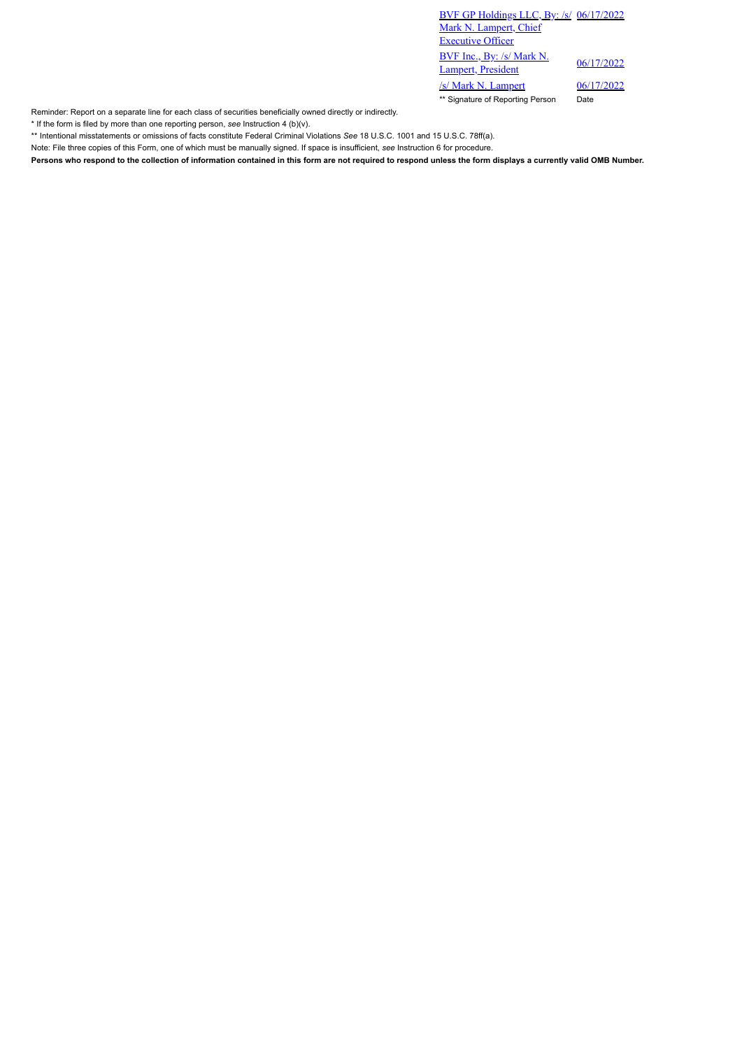| | |
|---|---|
| BVF GP Holdings LLC, By: /s/ Mark N. Lampert, Chief Executive Officer | 06/17/2022 |
| BVF Inc., By: /s/ Mark N. Lampert, President | 06/17/2022 |
| /s/ Mark N. Lampert | 06/17/2022 |
| ** Signature of Reporting Person | Date |

Reminder: Report on a separate line for each class of securities beneficially owned directly or indirectly.

* If the form is filed by more than one reporting person, *see* Instruction 4 (b)(v).

** Intentional misstatements or omissions of facts constitute Federal Criminal Violations *See* 18 U.S.C. 1001 and 15 U.S.C. 78ff(a).

Note: File three copies of this Form, one of which must be manually signed. If space is insufficient, *see* Instruction 6 for procedure.

**Persons who respond to the collection of information contained in this form are not required to respond unless the form displays a currently valid OMB Number.**